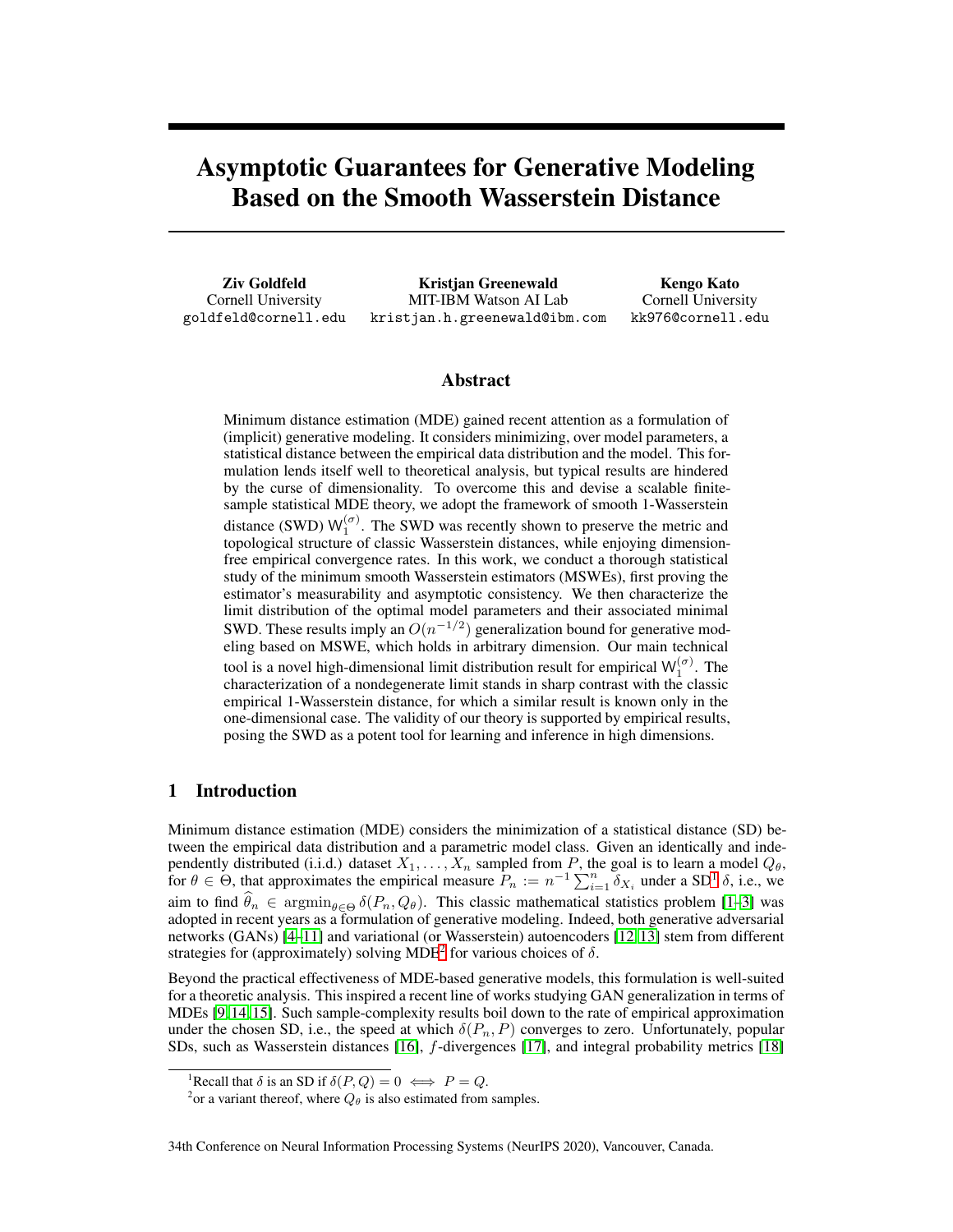# Asymptotic Guarantees for Generative Modeling Based on the Smooth Wasserstein Distance

**Ziv Goldfeld**
Cornell University
goldfeld@cornell.edu

**Kristjan Greenewald**
MIT-IBM Watson AI Lab
kristjan.h.greenewald@ibm.com

**Kengo Kato**
Cornell University
kk976@cornell.edu

## Abstract

Minimum distance estimation (MDE) gained recent attention as a formulation of (implicit) generative modeling. It considers minimizing, over model parameters, a statistical distance between the empirical data distribution and the model. This formulation lends itself well to theoretical analysis, but typical results are hindered by the curse of dimensionality. To overcome this and devise a scalable finite-sample statistical MDE theory, we adopt the framework of smooth 1-Wasserstein distance (SWD) $\mathsf{W}_1^{(\sigma)}$. The SWD was recently shown to preserve the metric and topological structure of classic Wasserstein distances, while enjoying dimension-free empirical convergence rates. In this work, we conduct a thorough statistical study of the minimum smooth Wasserstein estimators (MSWEs), first proving the estimator's measurability and asymptotic consistency. We then characterize the limit distribution of the optimal model parameters and their associated minimal SWD. These results imply an $O(n^{-1/2})$ generalization bound for generative modeling based on MSWE, which holds in arbitrary dimension. Our main technical tool is a novel high-dimensional limit distribution result for empirical $\mathsf{W}_1^{(\sigma)}$. The characterization of a nondegenerate limit stands in sharp contrast with the classic empirical 1-Wasserstein distance, for which a similar result is known only in the one-dimensional case. The validity of our theory is supported by empirical results, posing the SWD as a potent tool for learning and inference in high dimensions.

## 1 Introduction

Minimum distance estimation (MDE) considers the minimization of a statistical distance (SD) between the empirical data distribution and a parametric model class. Given an identically and independently distributed (i.i.d.) dataset $X_1, \ldots, X_n$ sampled from $P$, the goal is to learn a model $Q_\theta$, for $\theta \in \Theta$, that approximates the empirical measure $P_n := n^{-1}\sum_{i=1}^n \delta_{X_i}$ under a SD[1] $\delta$, i.e., we aim to find $\widehat{\theta}_n \in \operatorname{argmin}_{\theta \in \Theta} \delta(P_n, Q_\theta)$. This classic mathematical statistics problem [1–3] was adopted in recent years as a formulation of generative modeling. Indeed, both generative adversarial networks (GANs) [4–11] and variational (or Wasserstein) autoencoders [12, 13] stem from different strategies for (approximately) solving MDE[2] for various choices of $\delta$.

Beyond the practical effectiveness of MDE-based generative models, this formulation is well-suited for a theoretic analysis. This inspired a recent line of works studying GAN generalization in terms of MDEs [9, 14, 15]. Such sample-complexity results boil down to the rate of empirical approximation under the chosen SD, i.e., the speed at which $\delta(P_n, P)$ converges to zero. Unfortunately, popular SDs, such as Wasserstein distances [16], $f$-divergences [17], and integral probability metrics [18]

[1] Recall that $\delta$ is an SD if $\delta(P, Q) = 0 \iff P = Q$.

[2] or a variant thereof, where $Q_\theta$ is also estimated from samples.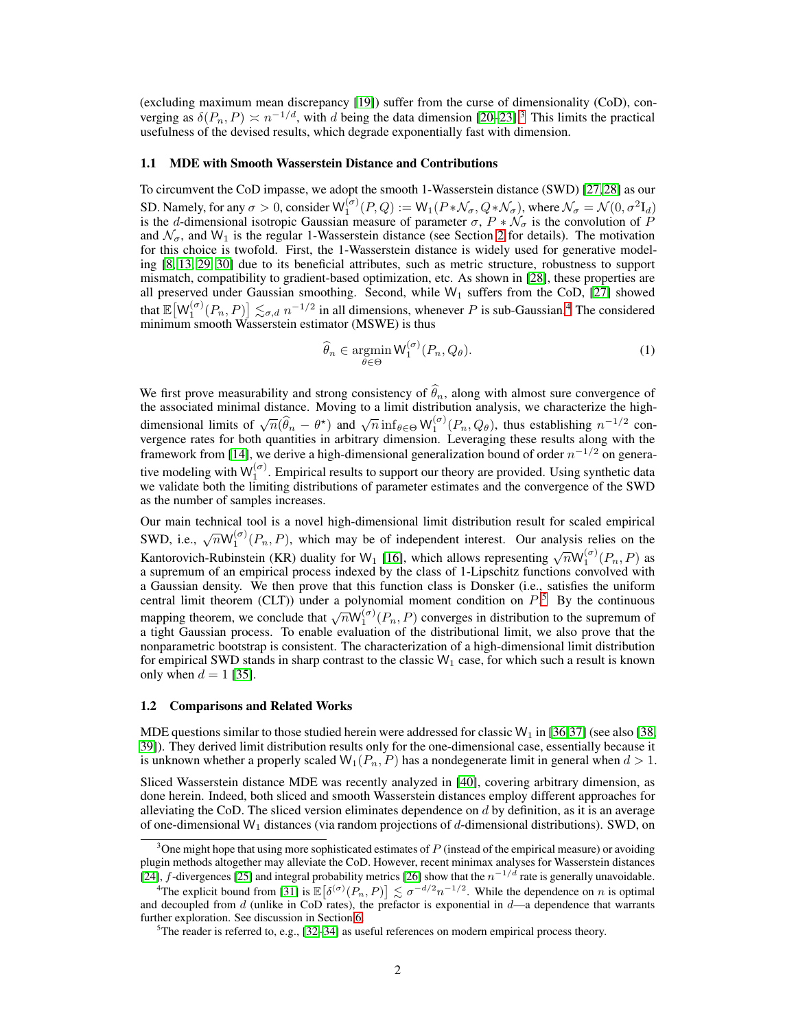(excluding maximum mean discrepancy [19]) suffer from the curse of dimensionality (CoD), converging as $\delta(P_n, P) \asymp n^{-1/d}$, with $d$ being the data dimension [20–23].[3] This limits the practical usefulness of the devised results, which degrade exponentially fast with dimension.

### 1.1 MDE with Smooth Wasserstein Distance and Contributions

To circumvent the CoD impasse, we adopt the smooth 1-Wasserstein distance (SWD) [27,28] as our SD. Namely, for any $\sigma > 0$, consider $\mathsf{W}_1^{(\sigma)}(P, Q) := \mathsf{W}_1(P * \mathcal{N}_\sigma, Q * \mathcal{N}_\sigma)$, where $\mathcal{N}_\sigma = \mathcal{N}(0, \sigma^2 \mathrm{I}_d)$ is the $d$-dimensional isotropic Gaussian measure of parameter $\sigma$, $P * \mathcal{N}_\sigma$ is the convolution of $P$ and $\mathcal{N}_\sigma$, and $\mathsf{W}_1$ is the regular 1-Wasserstein distance (see Section 2 for details). The motivation for this choice is twofold. First, the 1-Wasserstein distance is widely used for generative modeling [8, 13, 29, 30] due to its beneficial attributes, such as metric structure, robustness to support mismatch, compatibility to gradient-based optimization, etc. As shown in [28], these properties are all preserved under Gaussian smoothing. Second, while $\mathsf{W}_1$ suffers from the CoD, [27] showed that $\mathbb{E}\big[\mathsf{W}_1^{(\sigma)}(P_n, P)\big] \lesssim_{\sigma,d} n^{-1/2}$ in all dimensions, whenever $P$ is sub-Gaussian.[4] The considered minimum smooth Wasserstein estimator (MSWE) is thus

$$\widehat{\theta}_n \in \operatorname*{argmin}_{\theta \in \Theta} \mathsf{W}_1^{(\sigma)}(P_n, Q_\theta). \tag{1}$$

We first prove measurability and strong consistency of $\widehat{\theta}_n$, along with almost sure convergence of the associated minimal distance. Moving to a limit distribution analysis, we characterize the high-dimensional limits of $\sqrt{n}(\widehat{\theta}_n - \theta^\star)$ and $\sqrt{n} \inf_{\theta \in \Theta} \mathsf{W}_1^{(\sigma)}(P_n, Q_\theta)$, thus establishing $n^{-1/2}$ convergence rates for both quantities in arbitrary dimension. Leveraging these results along with the framework from [14], we derive a high-dimensional generalization bound of order $n^{-1/2}$ on generative modeling with $\mathsf{W}_1^{(\sigma)}$. Empirical results to support our theory are provided. Using synthetic data we validate both the limiting distributions of parameter estimates and the convergence of the SWD as the number of samples increases.

Our main technical tool is a novel high-dimensional limit distribution result for scaled empirical SWD, i.e., $\sqrt{n}\mathsf{W}_1^{(\sigma)}(P_n, P)$, which may be of independent interest. Our analysis relies on the Kantorovich-Rubinstein (KR) duality for $\mathsf{W}_1$ [16], which allows representing $\sqrt{n}\mathsf{W}_1^{(\sigma)}(P_n, P)$ as a supremum of an empirical process indexed by the class of 1-Lipschitz functions convolved with a Gaussian density. We then prove that this function class is Donsker (i.e., satisfies the uniform central limit theorem (CLT)) under a polynomial moment condition on $P$.[5] By the continuous mapping theorem, we conclude that $\sqrt{n}\mathsf{W}_1^{(\sigma)}(P_n, P)$ converges in distribution to the supremum of a tight Gaussian process. To enable evaluation of the distributional limit, we also prove that the nonparametric bootstrap is consistent. The characterization of a high-dimensional limit distribution for empirical SWD stands in sharp contrast to the classic $\mathsf{W}_1$ case, for which such a result is known only when $d = 1$ [35].

### 1.2 Comparisons and Related Works

MDE questions similar to those studied herein were addressed for classic $\mathsf{W}_1$ in [36,37] (see also [38, 39]). They derived limit distribution results only for the one-dimensional case, essentially because it is unknown whether a properly scaled $\mathsf{W}_1(P_n, P)$ has a nondegenerate limit in general when $d > 1$.

Sliced Wasserstein distance MDE was recently analyzed in [40], covering arbitrary dimension, as done herein. Indeed, both sliced and smooth Wasserstein distances employ different approaches for alleviating the CoD. The sliced version eliminates dependence on $d$ by definition, as it is an average of one-dimensional $\mathsf{W}_1$ distances (via random projections of $d$-dimensional distributions). SWD, on

[3] One might hope that using more sophisticated estimates of $P$ (instead of the empirical measure) or avoiding plugin methods altogether may alleviate the CoD. However, recent minimax analyses for Wasserstein distances [24], $f$-divergences [25] and integral probability metrics [26] show that the $n^{-1/d}$ rate is generally unavoidable.

[4] The explicit bound from [31] is $\mathbb{E}\big[\delta^{(\sigma)}(P_n, P)\big] \lesssim \sigma^{-d/2} n^{-1/2}$. While the dependence on $n$ is optimal and decoupled from $d$ (unlike in CoD rates), the prefactor is exponential in $d$—a dependence that warrants further exploration. See discussion in Section 6.

[5] The reader is referred to, e.g., [32–34] as useful references on modern empirical process theory.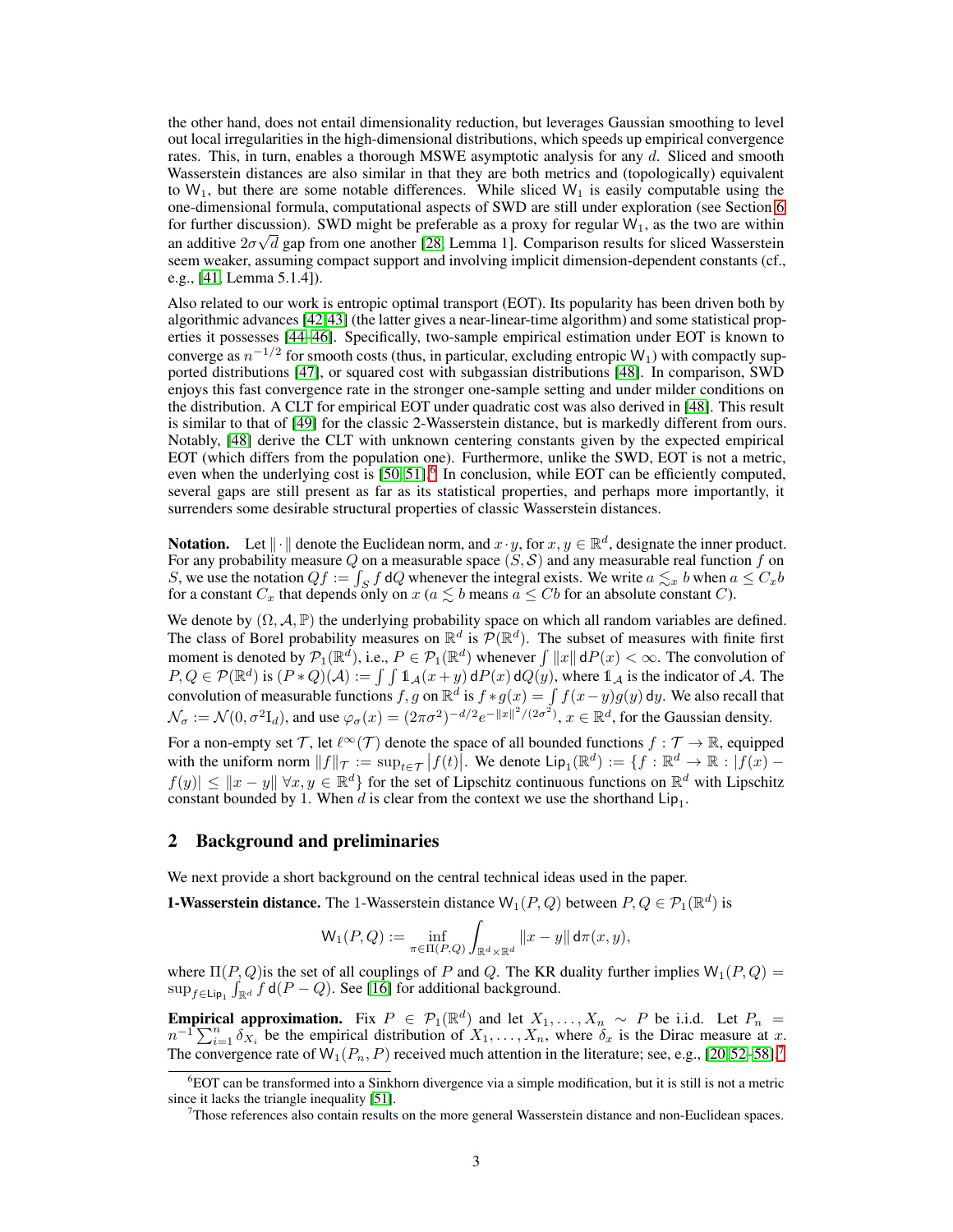the other hand, does not entail dimensionality reduction, but leverages Gaussian smoothing to level out local irregularities in the high-dimensional distributions, which speeds up empirical convergence rates. This, in turn, enables a thorough MSWE asymptotic analysis for any $d$. Sliced and smooth Wasserstein distances are also similar in that they are both metrics and (topologically) equivalent to $\mathsf{W}_1$, but there are some notable differences. While sliced $\mathsf{W}_1$ is easily computable using the one-dimensional formula, computational aspects of SWD are still under exploration (see Section 6 for further discussion). SWD might be preferable as a proxy for regular $\mathsf{W}_1$, as the two are within an additive $2\sigma\sqrt{d}$ gap from one another [28, Lemma 1]. Comparison results for sliced Wasserstein seem weaker, assuming compact support and involving implicit dimension-dependent constants (cf., e.g., [41, Lemma 5.1.4]).

Also related to our work is entropic optimal transport (EOT). Its popularity has been driven both by algorithmic advances [42,43] (the latter gives a near-linear-time algorithm) and some statistical properties it possesses [44–46]. Specifically, two-sample empirical estimation under EOT is known to converge as $n^{-1/2}$ for smooth costs (thus, in particular, excluding entropic $\mathsf{W}_1$) with compactly supported distributions [47], or squared cost with subgaussian distributions [48]. In comparison, SWD enjoys this fast convergence rate in the stronger one-sample setting and under milder conditions on the distribution. A CLT for empirical EOT under quadratic cost was also derived in [48]. This result is similar to that of [49] for the classic 2-Wasserstein distance, but is markedly different from ours. Notably, [48] derive the CLT with unknown centering constants given by the expected empirical EOT (which differs from the population one). Furthermore, unlike the SWD, EOT is not a metric, even when the underlying cost is [50,51].[6] In conclusion, while EOT can be efficiently computed, several gaps are still present as far as its statistical properties, and perhaps more importantly, it surrenders some desirable structural properties of classic Wasserstein distances.

**Notation.** Let $\|\cdot\|$ denote the Euclidean norm, and $x \cdot y$, for $x, y \in \mathbb{R}^d$, designate the inner product. For any probability measure $Q$ on a measurable space $(S, \mathcal{S})$ and any measurable real function $f$ on $S$, we use the notation $Qf := \int_S f \, \mathsf{d}Q$ whenever the integral exists. We write $a \lesssim_x b$ when $a \le C_x b$ for a constant $C_x$ that depends only on $x$ ($a \lesssim b$ means $a \le Cb$ for an absolute constant $C$).

We denote by $(\Omega, \mathcal{A}, \mathbb{P})$ the underlying probability space on which all random variables are defined. The class of Borel probability measures on $\mathbb{R}^d$ is $\mathcal{P}(\mathbb{R}^d)$. The subset of measures with finite first moment is denoted by $\mathcal{P}_1(\mathbb{R}^d)$, i.e., $P \in \mathcal{P}_1(\mathbb{R}^d)$ whenever $\int \|x\| \, \mathsf{d}P(x) < \infty$. The convolution of $P, Q \in \mathcal{P}(\mathbb{R}^d)$ is $(P * Q)(\mathcal{A}) := \int \int \mathbb{1}_{\mathcal{A}}(x+y) \, \mathsf{d}P(x) \, \mathsf{d}Q(y)$, where $\mathbb{1}_{\mathcal{A}}$ is the indicator of $\mathcal{A}$. The convolution of measurable functions $f, g$ on $\mathbb{R}^d$ is $f * g(x) = \int f(x-y) g(y) \, \mathsf{d}y$. We also recall that $\mathcal{N}_\sigma := \mathcal{N}(0, \sigma^2 \mathrm{I}_d)$, and use $\varphi_\sigma(x) = (2\pi\sigma^2)^{-d/2} e^{-\|x\|^2/(2\sigma^2)}$, $x \in \mathbb{R}^d$, for the Gaussian density.

For a non-empty set $\mathcal{T}$, let $\ell^\infty(\mathcal{T})$ denote the space of all bounded functions $f : \mathcal{T} \to \mathbb{R}$, equipped with the uniform norm $\|f\|_{\mathcal{T}} := \sup_{t \in \mathcal{T}} |f(t)|$. We denote $\mathsf{Lip}_1(\mathbb{R}^d) := \{f : \mathbb{R}^d \to \mathbb{R} : |f(x) - f(y)| \le \|x - y\| \; \forall x, y \in \mathbb{R}^d\}$ for the set of Lipschitz continuous functions on $\mathbb{R}^d$ with Lipschitz constant bounded by 1. When $d$ is clear from the context we use the shorthand $\mathsf{Lip}_1$.

## 2 Background and preliminaries

We next provide a short background on the central technical ideas used in the paper.

**1-Wasserstein distance.** The 1-Wasserstein distance $\mathsf{W}_1(P, Q)$ between $P, Q \in \mathcal{P}_1(\mathbb{R}^d)$ is

$$\mathsf{W}_1(P, Q) := \inf_{\pi \in \Pi(P,Q)} \int_{\mathbb{R}^d \times \mathbb{R}^d} \|x - y\| \, \mathsf{d}\pi(x, y),$$

where $\Pi(P, Q)$is the set of all couplings of $P$ and $Q$. The KR duality further implies $\mathsf{W}_1(P, Q) = \sup_{f \in \mathsf{Lip}_1} \int_{\mathbb{R}^d} f \, \mathsf{d}(P - Q)$. See [16] for additional background.

**Empirical approximation.** Fix $P \in \mathcal{P}_1(\mathbb{R}^d)$ and let $X_1, \ldots, X_n \sim P$ be i.i.d. Let $P_n = n^{-1} \sum_{i=1}^n \delta_{X_i}$ be the empirical distribution of $X_1, \ldots, X_n$, where $\delta_x$ is the Dirac measure at $x$. The convergence rate of $\mathsf{W}_1(P_n, P)$ received much attention in the literature; see, e.g., [20,52–58].[7]

[6] EOT can be transformed into a Sinkhorn divergence via a simple modification, but it is still is not a metric since it lacks the triangle inequality [51].

[7] Those references also contain results on the more general Wasserstein distance and non-Euclidean spaces.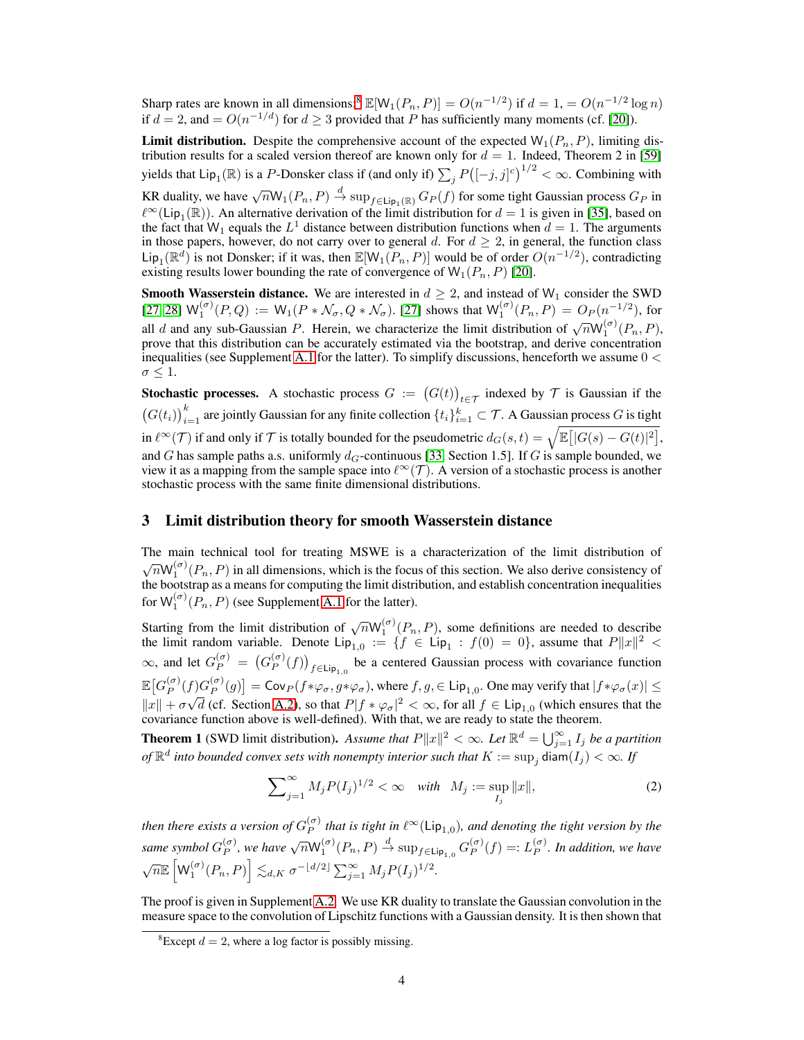Sharp rates are known in all dimensions:[8] $\mathbb{E}[\mathsf{W}_1(P_n,P)] = O(n^{-1/2})$ if $d=1$, $= O(n^{-1/2}\log n)$ if $d=2$, and $= O(n^{-1/d})$ for $d \geq 3$ provided that $P$ has sufficiently many moments (cf. [20]).

**Limit distribution.** Despite the comprehensive account of the expected $\mathsf{W}_1(P_n,P)$, limiting distribution results for a scaled version thereof are known only for $d=1$. Indeed, Theorem 2 in [59] yields that $\mathsf{Lip}_1(\mathbb{R})$ is a $P$-Donsker class if (and only if) $\sum_j P\big([-j,j]^c\big)^{1/2} < \infty$. Combining with KR duality, we have $\sqrt{n}\mathsf{W}_1(P_n,P) \xrightarrow{d} \sup_{f\in\mathsf{Lip}_1(\mathbb{R})} G_P(f)$ for some tight Gaussian process $G_P$ in $\ell^\infty(\mathsf{Lip}_1(\mathbb{R}))$. An alternative derivation of the limit distribution for $d=1$ is given in [35], based on the fact that $\mathsf{W}_1$ equals the $L^1$ distance between distribution functions when $d=1$. The arguments in those papers, however, do not carry over to general $d$. For $d \geq 2$, in general, the function class $\mathsf{Lip}_1(\mathbb{R}^d)$ is not Donsker; if it was, then $\mathbb{E}[\mathsf{W}_1(P_n,P)]$ would be of order $O(n^{-1/2})$, contradicting existing results lower bounding the rate of convergence of $\mathsf{W}_1(P_n,P)$ [20].

**Smooth Wasserstein distance.** We are interested in $d \geq 2$, and instead of $\mathsf{W}_1$ consider the SWD [27, 28] $\mathsf{W}_1^{(\sigma)}(P,Q) := \mathsf{W}_1(P*\mathcal{N}_\sigma, Q*\mathcal{N}_\sigma)$. [27] shows that $\mathsf{W}_1^{(\sigma)}(P_n,P) = O_P(n^{-1/2})$, for all $d$ and any sub-Gaussian $P$. Herein, we characterize the limit distribution of $\sqrt{n}\mathsf{W}_1^{(\sigma)}(P_n,P)$, prove that this distribution can be accurately estimated via the bootstrap, and derive concentration inequalities (see Supplement A.1 for the latter). To simplify discussions, henceforth we assume $0 < \sigma \leq 1$.

**Stochastic processes.** A stochastic process $G := \big(G(t)\big)_{t\in\mathcal{T}}$ indexed by $\mathcal{T}$ is Gaussian if the $\big(G(t_i)\big)_{i=1}^k$ are jointly Gaussian for any finite collection $\{t_i\}_{i=1}^k \subset \mathcal{T}$. A Gaussian process $G$ is tight in $\ell^\infty(\mathcal{T})$ if and only if $\mathcal{T}$ is totally bounded for the pseudometric $d_G(s,t) = \sqrt{\mathbb{E}\big[|G(s)-G(t)|^2\big]}$, and $G$ has sample paths a.s. uniformly $d_G$-continuous [33, Section 1.5]. If $G$ is sample bounded, we view it as a mapping from the sample space into $\ell^\infty(\mathcal{T})$. A version of a stochastic process is another stochastic process with the same finite dimensional distributions.

## 3 Limit distribution theory for smooth Wasserstein distance

The main technical tool for treating MSWE is a characterization of the limit distribution of $\sqrt{n}\mathsf{W}_1^{(\sigma)}(P_n,P)$ in all dimensions, which is the focus of this section. We also derive consistency of the bootstrap as a means for computing the limit distribution, and establish concentration inequalities for $\mathsf{W}_1^{(\sigma)}(P_n,P)$ (see Supplement A.1 for the latter).

Starting from the limit distribution of $\sqrt{n}\mathsf{W}_1^{(\sigma)}(P_n,P)$, some definitions are needed to describe the limit random variable. Denote $\mathsf{Lip}_{1,0} := \{f \in \mathsf{Lip}_1 : f(0) = 0\}$, assume that $P\|x\|^2 < \infty$, and let $G_P^{(\sigma)} = \big(G_P^{(\sigma)}(f)\big)_{f\in\mathsf{Lip}_{1,0}}$ be a centered Gaussian process with covariance function $\mathbb{E}\big[G_P^{(\sigma)}(f)G_P^{(\sigma)}(g)\big] = \mathsf{Cov}_P(f*\varphi_\sigma, g*\varphi_\sigma)$, where $f,g, \in \mathsf{Lip}_{1,0}$. One may verify that $|f*\varphi_\sigma(x)| \leq \|x\| + \sigma\sqrt{d}$ (cf. Section A.2), so that $P|f*\varphi_\sigma|^2 < \infty$, for all $f \in \mathsf{Lip}_{1,0}$ (which ensures that the covariance function above is well-defined). With that, we are ready to state the theorem.

**Theorem 1** (SWD limit distribution)**.** *Assume that $P\|x\|^2 < \infty$. Let $\mathbb{R}^d = \bigcup_{j=1}^\infty I_j$ be a partition of $\mathbb{R}^d$ into bounded convex sets with nonempty interior such that $K := \sup_j \mathsf{diam}(I_j) < \infty$. If*

$$\sum\nolimits_{j=1}^\infty M_j P(I_j)^{1/2} < \infty \quad \text{with} \quad M_j := \sup_{I_j} \|x\|, \tag{2}$$

*then there exists a version of $G_P^{(\sigma)}$ that is tight in $\ell^\infty(\mathsf{Lip}_{1,0})$, and denoting the tight version by the same symbol $G_P^{(\sigma)}$, we have $\sqrt{n}\mathsf{W}_1^{(\sigma)}(P_n,P) \xrightarrow{d} \sup_{f\in\mathsf{Lip}_{1,0}} G_P^{(\sigma)}(f) =: L_P^{(\sigma)}$. In addition, we have $\sqrt{n}\mathbb{E}\left[\mathsf{W}_1^{(\sigma)}(P_n,P)\right] \lesssim_{d,K} \sigma^{-\lfloor d/2\rfloor}\sum_{j=1}^\infty M_j P(I_j)^{1/2}$.*

The proof is given in Supplement A.2. We use KR duality to translate the Gaussian convolution in the measure space to the convolution of Lipschitz functions with a Gaussian density. It is then shown that

[8] Except $d=2$, where a log factor is possibly missing.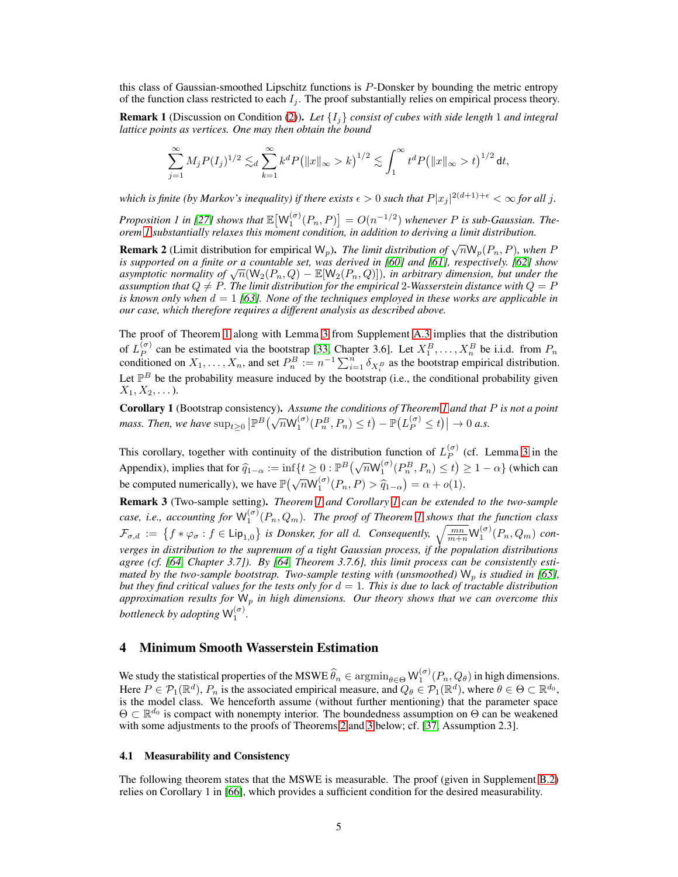this class of Gaussian-smoothed Lipschitz functions is $P$-Donsker by bounding the metric entropy of the function class restricted to each $I_j$. The proof substantially relies on empirical process theory.

**Remark 1** (Discussion on Condition (2)). *Let $\{I_j\}$ consist of cubes with side length 1 and integral lattice points as vertices. One may then obtain the bound*

$$\sum_{j=1}^{\infty} M_j P(I_j)^{1/2} \lesssim_d \sum_{k=1}^{\infty} k^d P\big(\|x\|_\infty > k\big)^{1/2} \lesssim \int_1^\infty t^d P\big(\|x\|_\infty > t\big)^{1/2} \mathsf{d}t,$$

*which is finite (by Markov's inequality) if there exists $\epsilon > 0$ such that $P|x_j|^{2(d+1)+\epsilon} < \infty$ for all $j$.*

*Proposition 1 in [27] shows that $\mathbb{E}\big[\mathsf{W}_1^{(\sigma)}(P_n, P)\big] = O(n^{-1/2})$ whenever $P$ is sub-Gaussian. Theorem 1 substantially relaxes this moment condition, in addition to deriving a limit distribution.*

**Remark 2** (Limit distribution for empirical $\mathsf{W}_p$). *The limit distribution of $\sqrt{n}\mathsf{W}_p(P_n, P)$, when $P$ is supported on a finite or a countable set, was derived in [60] and [61], respectively. [62] show asymptotic normality of $\sqrt{n}(\mathsf{W}_2(P_n, Q) - \mathbb{E}[\mathsf{W}_2(P_n, Q)])$, in arbitrary dimension, but under the assumption that $Q \neq P$. The limit distribution for the empirical 2-Wasserstein distance with $Q = P$ is known only when $d = 1$ [63]. None of the techniques employed in these works are applicable in our case, which therefore requires a different analysis as described above.*

The proof of Theorem 1 along with Lemma 3 from Supplement A.3 implies that the distribution of $L_P^{(\sigma)}$ can be estimated via the bootstrap [33, Chapter 3.6]. Let $X_1^B, \ldots, X_n^B$ be i.i.d. from $P_n$ conditioned on $X_1, \ldots, X_n$, and set $P_n^B := n^{-1}\sum_{i=1}^n \delta_{X_i^B}$ as the bootstrap empirical distribution. Let $\mathbb{P}^B$ be the probability measure induced by the bootstrap (i.e., the conditional probability given $X_1, X_2, \ldots$).

**Corollary 1** (Bootstrap consistency). *Assume the conditions of Theorem 1 and that $P$ is not a point mass. Then, we have $\sup_{t \geq 0}\big|\mathbb{P}^B\big(\sqrt{n}\mathsf{W}_1^{(\sigma)}(P_n^B, P_n) \leq t\big) - \mathbb{P}\big(L_P^{(\sigma)} \leq t\big)\big| \to 0$ a.s.*

This corollary, together with continuity of the distribution function of $L_P^{(\sigma)}$ (cf. Lemma 3 in the Appendix), implies that for $\hat{q}_{1-\alpha} := \inf\{t \geq 0 : \mathbb{P}^B\big(\sqrt{n}\mathsf{W}_1^{(\sigma)}(P_n^B, P_n) \leq t\big) \geq 1 - \alpha\}$ (which can be computed numerically), we have $\mathbb{P}\big(\sqrt{n}\mathsf{W}_1^{(\sigma)}(P_n, P) > \hat{q}_{1-\alpha}\big) = \alpha + o(1)$.

**Remark 3** (Two-sample setting). *Theorem 1 and Corollary 1 can be extended to the two-sample case, i.e., accounting for $\mathsf{W}_1^{(\sigma)}(P_n, Q_m)$. The proof of Theorem 1 shows that the function class $\mathcal{F}_{\sigma,d} := \big\{f * \varphi_\sigma : f \in \mathsf{Lip}_{1,0}\big\}$ is Donsker, for all $d$. Consequently, $\sqrt{\frac{mn}{m+n}}\mathsf{W}_1^{(\sigma)}(P_n, Q_m)$ converges in distribution to the supremum of a tight Gaussian process, if the population distributions agree (cf. [64, Chapter 3.7]). By [64, Theorem 3.7.6], this limit process can be consistently estimated by the two-sample bootstrap. Two-sample testing with (unsmoothed) $\mathsf{W}_p$ is studied in [65], but they find critical values for the tests only for $d = 1$. This is due to lack of tractable distribution approximation results for $\mathsf{W}_p$ in high dimensions. Our theory shows that we can overcome this bottleneck by adopting $\mathsf{W}_1^{(\sigma)}$.*

## 4 Minimum Smooth Wasserstein Estimation

We study the statistical properties of the MSWE $\hat{\theta}_n \in \operatorname{argmin}_{\theta \in \Theta} \mathsf{W}_1^{(\sigma)}(P_n, Q_\theta)$ in high dimensions. Here $P \in \mathcal{P}_1(\mathbb{R}^d)$, $P_n$ is the associated empirical measure, and $Q_\theta \in \mathcal{P}_1(\mathbb{R}^d)$, where $\theta \in \Theta \subset \mathbb{R}^{d_0}$, is the model class. We henceforth assume (without further mentioning) that the parameter space $\Theta \subset \mathbb{R}^{d_0}$ is compact with nonempty interior. The boundedness assumption on $\Theta$ can be weakened with some adjustments to the proofs of Theorems 2 and 3 below; cf. [37, Assumption 2.3].

### 4.1 Measurability and Consistency

The following theorem states that the MSWE is measurable. The proof (given in Supplement B.2) relies on Corollary 1 in [66], which provides a sufficient condition for the desired measurability.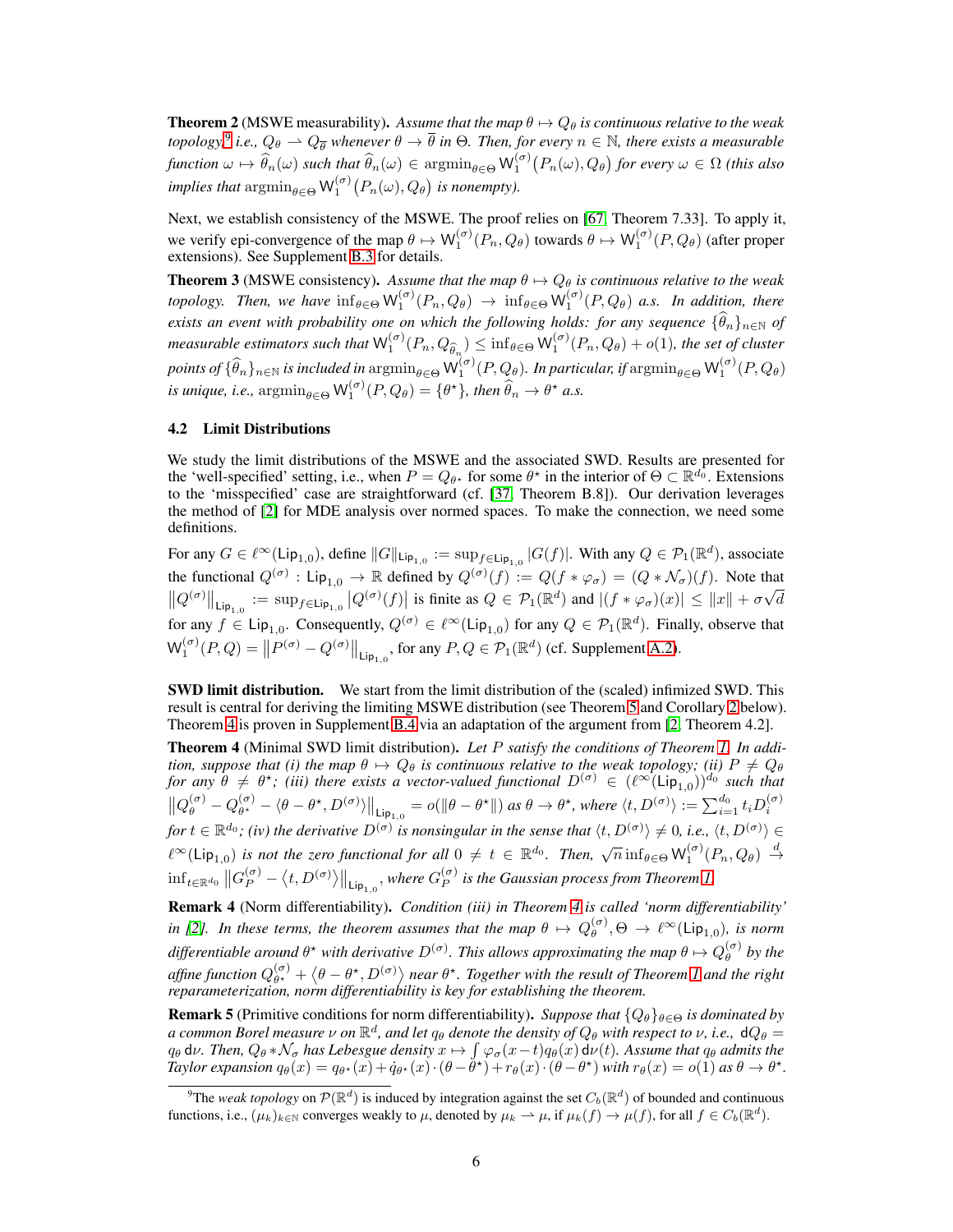**Theorem 2** (MSWE measurability). *Assume that the map $\theta \mapsto Q_\theta$ is continuous relative to the weak topology,*[9] *i.e., $Q_\theta \rightharpoonup Q_{\overline{\theta}}$ whenever $\theta \to \overline{\theta}$ in $\Theta$. Then, for every $n \in \mathbb{N}$, there exists a measurable function $\omega \mapsto \widehat{\theta}_n(\omega)$ such that $\widehat{\theta}_n(\omega) \in \operatorname{argmin}_{\theta\in\Theta} \mathsf{W}_1^{(\sigma)}\big(P_n(\omega), Q_\theta\big)$ for every $\omega \in \Omega$ (this also implies that $\operatorname{argmin}_{\theta\in\Theta} \mathsf{W}_1^{(\sigma)}\big(P_n(\omega), Q_\theta\big)$ is nonempty).*

Next, we establish consistency of the MSWE. The proof relies on [67, Theorem 7.33]. To apply it, we verify epi-convergence of the map $\theta \mapsto \mathsf{W}_1^{(\sigma)}(P_n, Q_\theta)$ towards $\theta \mapsto \mathsf{W}_1^{(\sigma)}(P, Q_\theta)$ (after proper extensions). See Supplement B.3 for details.

**Theorem 3** (MSWE consistency). *Assume that the map $\theta \mapsto Q_\theta$ is continuous relative to the weak topology. Then, we have $\inf_{\theta\in\Theta} \mathsf{W}_1^{(\sigma)}(P_n, Q_\theta) \to \inf_{\theta\in\Theta} \mathsf{W}_1^{(\sigma)}(P, Q_\theta)$ a.s. In addition, there exists an event with probability one on which the following holds: for any sequence $\{\widehat{\theta}_n\}_{n\in\mathbb{N}}$ of measurable estimators such that $\mathsf{W}_1^{(\sigma)}(P_n, Q_{\widehat{\theta}_n}) \le \inf_{\theta\in\Theta} \mathsf{W}_1^{(\sigma)}(P_n, Q_\theta) + o(1)$, the set of cluster points of $\{\widehat{\theta}_n\}_{n\in\mathbb{N}}$ is included in $\operatorname{argmin}_{\theta\in\Theta} \mathsf{W}_1^{(\sigma)}(P, Q_\theta)$. In particular, if $\operatorname{argmin}_{\theta\in\Theta} \mathsf{W}_1^{(\sigma)}(P, Q_\theta)$ is unique, i.e., $\operatorname{argmin}_{\theta\in\Theta} \mathsf{W}_1^{(\sigma)}(P, Q_\theta) = \{\theta^\star\}$, then $\widehat{\theta}_n \to \theta^\star$ a.s.*

### 4.2 Limit Distributions

We study the limit distributions of the MSWE and the associated SWD. Results are presented for the 'well-specified' setting, i.e., when $P = Q_{\theta^\star}$ for some $\theta^\star$ in the interior of $\Theta \subset \mathbb{R}^{d_0}$. Extensions to the 'misspecified' case are straightforward (cf. [37, Theorem B.8]). Our derivation leverages the method of [2] for MDE analysis over normed spaces. To make the connection, we need some definitions.

For any $G \in \ell^\infty(\mathsf{Lip}_{1,0})$, define $\|G\|_{\mathsf{Lip}_{1,0}} := \sup_{f\in\mathsf{Lip}_{1,0}} |G(f)|$. With any $Q \in \mathcal{P}_1(\mathbb{R}^d)$, associate the functional $Q^{(\sigma)} : \mathsf{Lip}_{1,0} \to \mathbb{R}$ defined by $Q^{(\sigma)}(f) := Q(f * \varphi_\sigma) = (Q * \mathcal{N}_\sigma)(f)$. Note that $\|Q^{(\sigma)}\|_{\mathsf{Lip}_{1,0}} := \sup_{f\in\mathsf{Lip}_{1,0}} |Q^{(\sigma)}(f)|$ is finite as $Q \in \mathcal{P}_1(\mathbb{R}^d)$ and $|(f * \varphi_\sigma)(x)| \le \|x\| + \sigma\sqrt{d}$ for any $f \in \mathsf{Lip}_{1,0}$. Consequently, $Q^{(\sigma)} \in \ell^\infty(\mathsf{Lip}_{1,0})$ for any $Q \in \mathcal{P}_1(\mathbb{R}^d)$. Finally, observe that $\mathsf{W}_1^{(\sigma)}(P, Q) = \|P^{(\sigma)} - Q^{(\sigma)}\|_{\mathsf{Lip}_{1,0}}$, for any $P, Q \in \mathcal{P}_1(\mathbb{R}^d)$ (cf. Supplement A.2).

**SWD limit distribution.** We start from the limit distribution of the (scaled) infimized SWD. This result is central for deriving the limiting MSWE distribution (see Theorem 5 and Corollary 2 below). Theorem 4 is proven in Supplement B.4 via an adaptation of the argument from [2, Theorem 4.2].

**Theorem 4** (Minimal SWD limit distribution). *Let $P$ satisfy the conditions of Theorem 1. In addition, suppose that (i) the map $\theta \mapsto Q_\theta$ is continuous relative to the weak topology; (ii) $P \neq Q_\theta$ for any $\theta \neq \theta^\star$; (iii) there exists a vector-valued functional $D^{(\sigma)} \in (\ell^\infty(\mathsf{Lip}_{1,0}))^{d_0}$ such that $\|Q_\theta^{(\sigma)} - Q_{\theta^\star}^{(\sigma)} - \langle \theta - \theta^\star, D^{(\sigma)}\rangle\|_{\mathsf{Lip}_{1,0}} = o(\|\theta - \theta^\star\|)$ as $\theta \to \theta^\star$, where $\langle t, D^{(\sigma)}\rangle := \sum_{i=1}^{d_0} t_i D_i^{(\sigma)}$ for $t \in \mathbb{R}^{d_0}$; (iv) the derivative $D^{(\sigma)}$ is nonsingular in the sense that $\langle t, D^{(\sigma)}\rangle \neq 0$, i.e., $\langle t, D^{(\sigma)}\rangle \in \ell^\infty(\mathsf{Lip}_{1,0})$ is not the zero functional for all $0 \neq t \in \mathbb{R}^{d_0}$. Then, $\sqrt{n}\inf_{\theta\in\Theta} \mathsf{W}_1^{(\sigma)}(P_n, Q_\theta) \xrightarrow{d} \inf_{t\in\mathbb{R}^{d_0}} \|G_P^{(\sigma)} - \langle t, D^{(\sigma)}\rangle\|_{\mathsf{Lip}_{1,0}}$, where $G_P^{(\sigma)}$ is the Gaussian process from Theorem 1.*

**Remark 4** (Norm differentiability). *Condition (iii) in Theorem 4 is called 'norm differentiability' in [2]. In these terms, the theorem assumes that the map $\theta \mapsto Q_\theta^{(\sigma)}, \Theta \to \ell^\infty(\mathsf{Lip}_{1,0})$, is norm differentiable around $\theta^\star$ with derivative $D^{(\sigma)}$. This allows approximating the map $\theta \mapsto Q_\theta^{(\sigma)}$ by the affine function $Q_{\theta^\star}^{(\sigma)} + \langle \theta - \theta^\star, D^{(\sigma)}\rangle$ near $\theta^\star$. Together with the result of Theorem 1 and the right reparameterization, norm differentiability is key for establishing the theorem.*

**Remark 5** (Primitive conditions for norm differentiability). *Suppose that $\{Q_\theta\}_{\theta\in\Theta}$ is dominated by a common Borel measure $\nu$ on $\mathbb{R}^d$, and let $q_\theta$ denote the density of $Q_\theta$ with respect to $\nu$, i.e., $\mathsf{d}Q_\theta = q_\theta\, \mathsf{d}\nu$. Then, $Q_\theta * \mathcal{N}_\sigma$ has Lebesgue density $x \mapsto \int \varphi_\sigma(x - t) q_\theta(x)\, \mathsf{d}\nu(t)$. Assume that $q_\theta$ admits the Taylor expansion $q_\theta(x) = q_{\theta^\star}(x) + \dot{q}_{\theta^\star}(x) \cdot (\theta - \theta^\star) + r_\theta(x) \cdot (\theta - \theta^\star)$ with $r_\theta(x) = o(1)$ as $\theta \to \theta^\star$.*

---

[9] The *weak topology* on $\mathcal{P}(\mathbb{R}^d)$ is induced by integration against the set $C_b(\mathbb{R}^d)$ of bounded and continuous functions, i.e., $(\mu_k)_{k\in\mathbb{N}}$ converges weakly to $\mu$, denoted by $\mu_k \rightharpoonup \mu$, if $\mu_k(f) \to \mu(f)$, for all $f \in C_b(\mathbb{R}^d)$.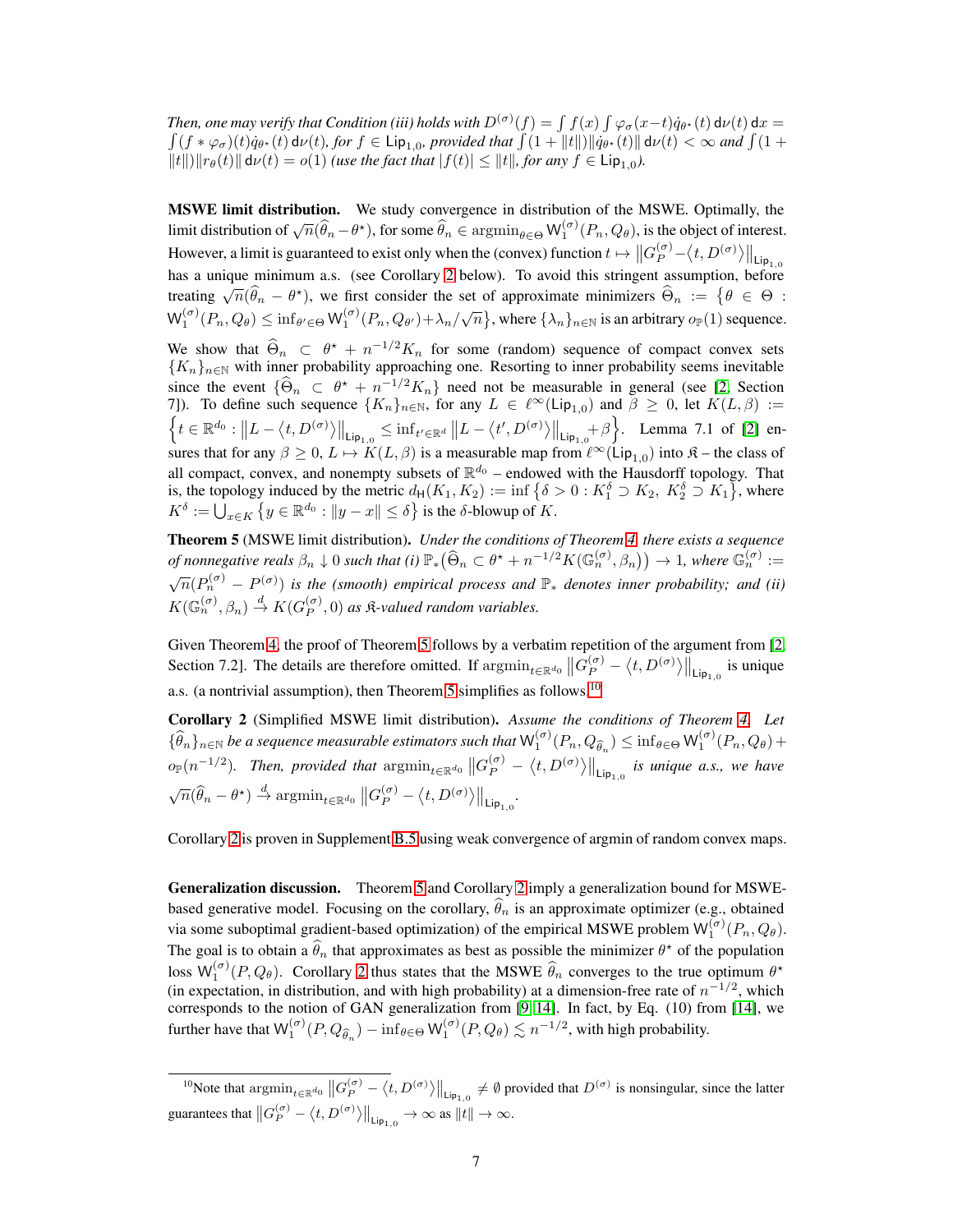*Then, one may verify that Condition (iii) holds with $D^{(\sigma)}(f) = \int f(x) \int \varphi_\sigma(x-t)\dot{q}_{\theta^\star}(t)\,\mathrm{d}\nu(t)\,\mathrm{d}x = \int (f * \varphi_\sigma)(t)\dot{q}_{\theta^\star}(t)\,\mathrm{d}\nu(t)$, for $f \in \mathsf{Lip}_{1,0}$, provided that $\int (1+\|t\|)\|\dot{q}_{\theta^\star}(t)\|\,\mathrm{d}\nu(t) < \infty$ and $\int (1+\|t\|)\|r_\theta(t)\|\,\mathrm{d}\nu(t) = o(1)$ (use the fact that $|f(t)| \le \|t\|$, for any $f \in \mathsf{Lip}_{1,0}$).*

**MSWE limit distribution.** We study convergence in distribution of the MSWE. Optimally, the limit distribution of $\sqrt{n}(\widehat{\theta}_n - \theta^\star)$, for some $\widehat{\theta}_n \in \mathrm{argmin}_{\theta\in\Theta} \mathsf{W}_1^{(\sigma)}(P_n, Q_\theta)$, is the object of interest. However, a limit is guaranteed to exist only when the (convex) function $t \mapsto \big\|G_P^{(\sigma)} - \langle t, D^{(\sigma)}\rangle\big\|_{\mathsf{Lip}_{1,0}}$ has a unique minimum a.s. (see Corollary 2 below). To avoid this stringent assumption, before treating $\sqrt{n}(\widehat{\theta}_n - \theta^\star)$, we first consider the set of approximate minimizers $\widehat{\Theta}_n := \big\{\theta \in \Theta : \mathsf{W}_1^{(\sigma)}(P_n, Q_\theta) \le \inf_{\theta'\in\Theta} \mathsf{W}_1^{(\sigma)}(P_n, Q_{\theta'}) + \lambda_n/\sqrt{n}\big\}$, where $\{\lambda_n\}_{n\in\mathbb{N}}$ is an arbitrary $o_{\mathbb{P}}(1)$ sequence.

We show that $\widehat{\Theta}_n \subset \theta^\star + n^{-1/2}K_n$ for some (random) sequence of compact convex sets $\{K_n\}_{n\in\mathbb{N}}$ with inner probability approaching one. Resorting to inner probability seems inevitable since the event $\{\widehat{\Theta}_n \subset \theta^\star + n^{-1/2}K_n\}$ need not be measurable in general (see [2, Section 7]). To define such sequence $\{K_n\}_{n\in\mathbb{N}}$, for any $L \in \ell^\infty(\mathsf{Lip}_{1,0})$ and $\beta \ge 0$, let $K(L,\beta) := \Big\{t \in \mathbb{R}^{d_0} : \big\|L - \langle t, D^{(\sigma)}\rangle\big\|_{\mathsf{Lip}_{1,0}} \le \inf_{t'\in\mathbb{R}^d} \big\|L - \langle t', D^{(\sigma)}\rangle\big\|_{\mathsf{Lip}_{1,0}} + \beta\Big\}$. Lemma 7.1 of [2] ensures that for any $\beta \ge 0$, $L \mapsto K(L,\beta)$ is a measurable map from $\ell^\infty(\mathsf{Lip}_{1,0})$ into $\mathfrak{K}$ – the class of all compact, convex, and nonempty subsets of $\mathbb{R}^{d_0}$ – endowed with the Hausdorff topology. That is, the topology induced by the metric $d_{\mathsf{H}}(K_1, K_2) := \inf\big\{\delta > 0 : K_1^\delta \supset K_2,\ K_2^\delta \supset K_1\big\}$, where $K^\delta := \bigcup_{x\in K}\big\{y \in \mathbb{R}^{d_0} : \|y - x\| \le \delta\big\}$ is the $\delta$-blowup of $K$.

**Theorem 5** (MSWE limit distribution)**.** *Under the conditions of Theorem 4, there exists a sequence of nonnegative reals $\beta_n \downarrow 0$ such that (i) $\mathbb{P}_*\big(\widehat{\Theta}_n \subset \theta^\star + n^{-1/2}K(\mathbb{G}_n^{(\sigma)}, \beta_n)\big) \to 1$, where $\mathbb{G}_n^{(\sigma)} := \sqrt{n}(P_n^{(\sigma)} - P^{(\sigma)})$ is the (smooth) empirical process and $\mathbb{P}_*$ denotes inner probability; and (ii) $K(\mathbb{G}_n^{(\sigma)}, \beta_n) \stackrel{d}{\to} K(G_P^{(\sigma)}, 0)$ as $\mathfrak{K}$-valued random variables.*

Given Theorem 4, the proof of Theorem 5 follows by a verbatim repetition of the argument from [2, Section 7.2]. The details are therefore omitted. If $\mathrm{argmin}_{t\in\mathbb{R}^{d_0}} \big\|G_P^{(\sigma)} - \langle t, D^{(\sigma)}\rangle\big\|_{\mathsf{Lip}_{1,0}}$ is unique a.s. (a nontrivial assumption), then Theorem 5 simplifies as follows.[10]

**Corollary 2** (Simplified MSWE limit distribution)**.** *Assume the conditions of Theorem 4. Let $\{\widehat{\theta}_n\}_{n\in\mathbb{N}}$ be a sequence measurable estimators such that $\mathsf{W}_1^{(\sigma)}(P_n, Q_{\widehat{\theta}_n}) \le \inf_{\theta\in\Theta} \mathsf{W}_1^{(\sigma)}(P_n, Q_\theta) + o_{\mathbb{P}}(n^{-1/2})$. Then, provided that $\mathrm{argmin}_{t\in\mathbb{R}^{d_0}} \big\|G_P^{(\sigma)} - \langle t, D^{(\sigma)}\rangle\big\|_{\mathsf{Lip}_{1,0}}$ is unique a.s., we have $\sqrt{n}(\widehat{\theta}_n - \theta^\star) \stackrel{d}{\to} \mathrm{argmin}_{t\in\mathbb{R}^{d_0}} \big\|G_P^{(\sigma)} - \langle t, D^{(\sigma)}\rangle\big\|_{\mathsf{Lip}_{1,0}}$.*

Corollary 2 is proven in Supplement B.5 using weak convergence of argmin of random convex maps.

**Generalization discussion.** Theorem 5 and Corollary 2 imply a generalization bound for MSWE-based generative model. Focusing on the corollary, $\widehat{\theta}_n$ is an approximate optimizer (e.g., obtained via some suboptimal gradient-based optimization) of the empirical MSWE problem $\mathsf{W}_1^{(\sigma)}(P_n, Q_\theta)$. The goal is to obtain a $\widehat{\theta}_n$ that approximates as best as possible the minimizer $\theta^\star$ of the population loss $\mathsf{W}_1^{(\sigma)}(P, Q_\theta)$. Corollary 2 thus states that the MSWE $\widehat{\theta}_n$ converges to the true optimum $\theta^\star$ (in expectation, in distribution, and with high probability) at a dimension-free rate of $n^{-1/2}$, which corresponds to the notion of GAN generalization from [9, 14]. In fact, by Eq. (10) from [14], we further have that $\mathsf{W}_1^{(\sigma)}(P, Q_{\widehat{\theta}_n}) - \inf_{\theta\in\Theta} \mathsf{W}_1^{(\sigma)}(P, Q_\theta) \lesssim n^{-1/2}$, with high probability.

---

[10] Note that $\mathrm{argmin}_{t\in\mathbb{R}^{d_0}} \big\|G_P^{(\sigma)} - \langle t, D^{(\sigma)}\rangle\big\|_{\mathsf{Lip}_{1,0}} \neq \emptyset$ provided that $D^{(\sigma)}$ is nonsingular, since the latter guarantees that $\big\|G_P^{(\sigma)} - \langle t, D^{(\sigma)}\rangle\big\|_{\mathsf{Lip}_{1,0}} \to \infty$ as $\|t\| \to \infty$.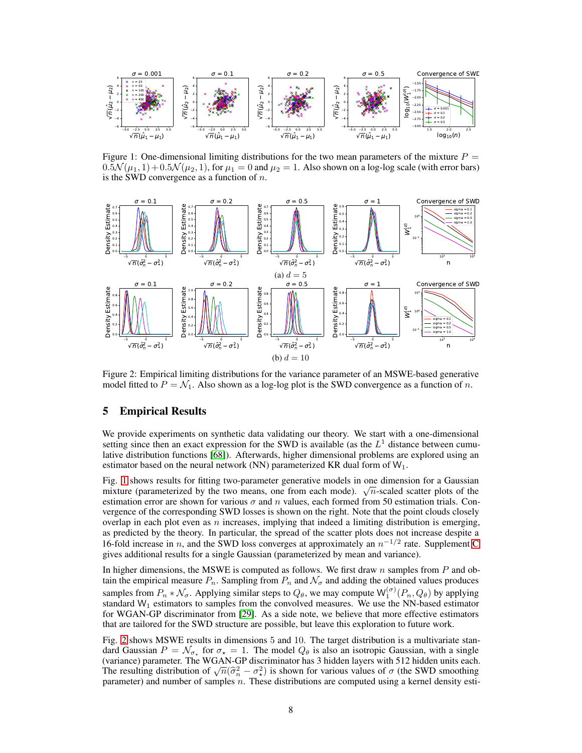Figure 1: One-dimensional limiting distributions for the two mean parameters of the mixture $P = 0.5\mathcal{N}(\mu_1, 1) + 0.5\mathcal{N}(\mu_2, 1)$, for $\mu_1 = 0$ and $\mu_2 = 1$. Also shown on a log-log scale (with error bars) is the SWD convergence as a function of $n$.

Figure 2: Empirical limiting distributions for the variance parameter of an MSWE-based generative model fitted to $P = \mathcal{N}_1$. Also shown as a log-log plot is the SWD convergence as a function of $n$.

## 5 Empirical Results

We provide experiments on synthetic data validating our theory. We start with a one-dimensional setting since then an exact expression for the SWD is available (as the $L^1$ distance between cumulative distribution functions [68]). Afterwards, higher dimensional problems are explored using an estimator based on the neural network (NN) parameterized KR dual form of $\mathsf{W}_1$.

Fig. 1 shows results for fitting two-parameter generative models in one dimension for a Gaussian mixture (parameterized by the two means, one from each mode). $\sqrt{n}$-scaled scatter plots of the estimation error are shown for various $\sigma$ and $n$ values, each formed from 50 estimation trials. Convergence of the corresponding SWD losses is shown on the right. Note that the point clouds closely overlap in each plot even as $n$ increases, implying that indeed a limiting distribution is emerging, as predicted by the theory. In particular, the spread of the scatter plots does not increase despite a 16-fold increase in $n$, and the SWD loss converges at approximately an $n^{-1/2}$ rate. Supplement C gives additional results for a single Gaussian (parameterized by mean and variance).

In higher dimensions, the MSWE is computed as follows. We first draw $n$ samples from $P$ and obtain the empirical measure $P_n$. Sampling from $P_n$ and $\mathcal{N}_\sigma$ and adding the obtained values produces samples from $P_n * \mathcal{N}_\sigma$. Applying similar steps to $Q_\theta$, we may compute $\mathsf{W}_1^{(\sigma)}(P_n, Q_\theta)$ by applying standard $\mathsf{W}_1$ estimators to samples from the convolved measures. We use the NN-based estimator for WGAN-GP discriminator from [29]. As a side note, we believe that more effective estimators that are tailored for the SWD structure are possible, but leave this exploration to future work.

Fig. 2 shows MSWE results in dimensions 5 and 10. The target distribution is a multivariate standard Gaussian $P = \mathcal{N}_{\sigma_\star}$ for $\sigma_\star = 1$. The model $Q_\theta$ is also an isotropic Gaussian, with a single (variance) parameter. The WGAN-GP discriminator has 3 hidden layers with 512 hidden units each. The resulting distribution of $\sqrt{n}(\hat{\sigma}_n^2 - \sigma_\star^2)$ is shown for various values of $\sigma$ (the SWD smoothing parameter) and number of samples $n$. These distributions are computed using a kernel density esti-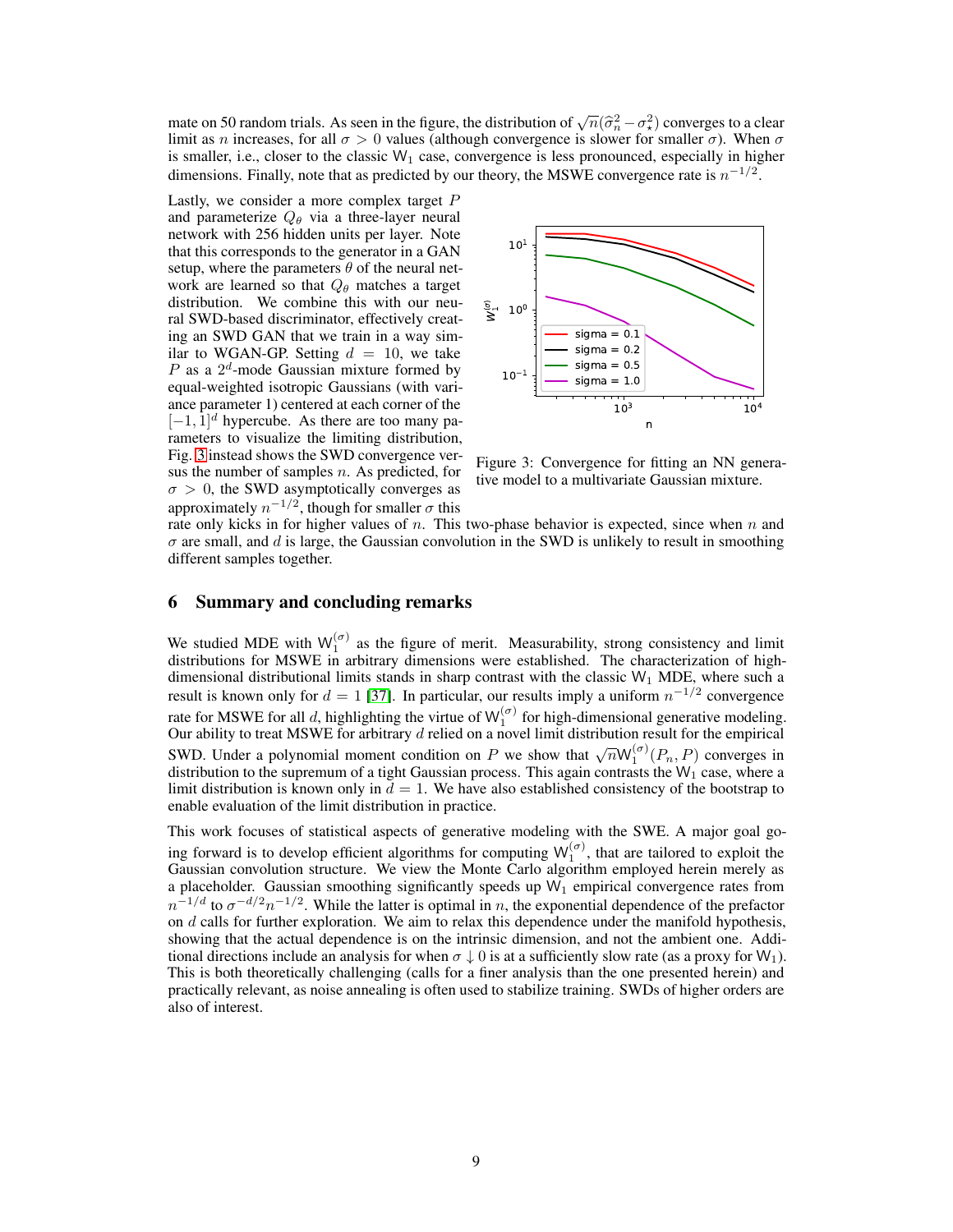mate on 50 random trials. As seen in the figure, the distribution of $\sqrt{n}(\hat{\sigma}_n^2 - \sigma_\star^2)$ converges to a clear limit as $n$ increases, for all $\sigma > 0$ values (although convergence is slower for smaller $\sigma$). When $\sigma$ is smaller, i.e., closer to the classic $\mathsf{W}_1$ case, convergence is less pronounced, especially in higher dimensions. Finally, note that as predicted by our theory, the MSWE convergence rate is $n^{-1/2}$.

Lastly, we consider a more complex target $P$ and parameterize $Q_\theta$ via a three-layer neural network with 256 hidden units per layer. Note that this corresponds to the generator in a GAN setup, where the parameters $\theta$ of the neural network are learned so that $Q_\theta$ matches a target distribution. We combine this with our neural SWD-based discriminator, effectively creating an SWD GAN that we train in a way similar to WGAN-GP. Setting $d = 10$, we take $P$ as a $2^d$-mode Gaussian mixture formed by equal-weighted isotropic Gaussians (with variance parameter 1) centered at each corner of the $[-1, 1]^d$ hypercube. As there are too many parameters to visualize the limiting distribution, Fig. 3 instead shows the SWD convergence versus the number of samples $n$. As predicted, for $\sigma > 0$, the SWD asymptotically converges as approximately $n^{-1/2}$, though for smaller $\sigma$ this rate only kicks in for higher values of $n$. This two-phase behavior is expected, since when $n$ and $\sigma$ are small, and $d$ is large, the Gaussian convolution in the SWD is unlikely to result in smoothing different samples together.

Figure 3: Convergence for fitting an NN generative model to a multivariate Gaussian mixture.

## 6 Summary and concluding remarks

We studied MDE with $\mathsf{W}_1^{(\sigma)}$ as the figure of merit. Measurability, strong consistency and limit distributions for MSWE in arbitrary dimensions were established. The characterization of high-dimensional distributional limits stands in sharp contrast with the classic $\mathsf{W}_1$ MDE, where such a result is known only for $d = 1$ [37]. In particular, our results imply a uniform $n^{-1/2}$ convergence rate for MSWE for all $d$, highlighting the virtue of $\mathsf{W}_1^{(\sigma)}$ for high-dimensional generative modeling. Our ability to treat MSWE for arbitrary $d$ relied on a novel limit distribution result for the empirical SWD. Under a polynomial moment condition on $P$ we show that $\sqrt{n}\mathsf{W}_1^{(\sigma)}(P_n, P)$ converges in distribution to the supremum of a tight Gaussian process. This again contrasts the $\mathsf{W}_1$ case, where a limit distribution is known only in $d = 1$. We have also established consistency of the bootstrap to enable evaluation of the limit distribution in practice.

This work focuses of statistical aspects of generative modeling with the SWE. A major goal going forward is to develop efficient algorithms for computing $\mathsf{W}_1^{(\sigma)}$, that are tailored to exploit the Gaussian convolution structure. We view the Monte Carlo algorithm employed herein merely as a placeholder. Gaussian smoothing significantly speeds up $\mathsf{W}_1$ empirical convergence rates from $n^{-1/d}$ to $\sigma^{-d/2}n^{-1/2}$. While the latter is optimal in $n$, the exponential dependence of the prefactor on $d$ calls for further exploration. We aim to relax this dependence under the manifold hypothesis, showing that the actual dependence is on the intrinsic dimension, and not the ambient one. Additional directions include an analysis for when $\sigma \downarrow 0$ is at a sufficiently slow rate (as a proxy for $\mathsf{W}_1$). This is both theoretically challenging (calls for a finer analysis than the one presented herein) and practically relevant, as noise annealing is often used to stabilize training. SWDs of higher orders are also of interest.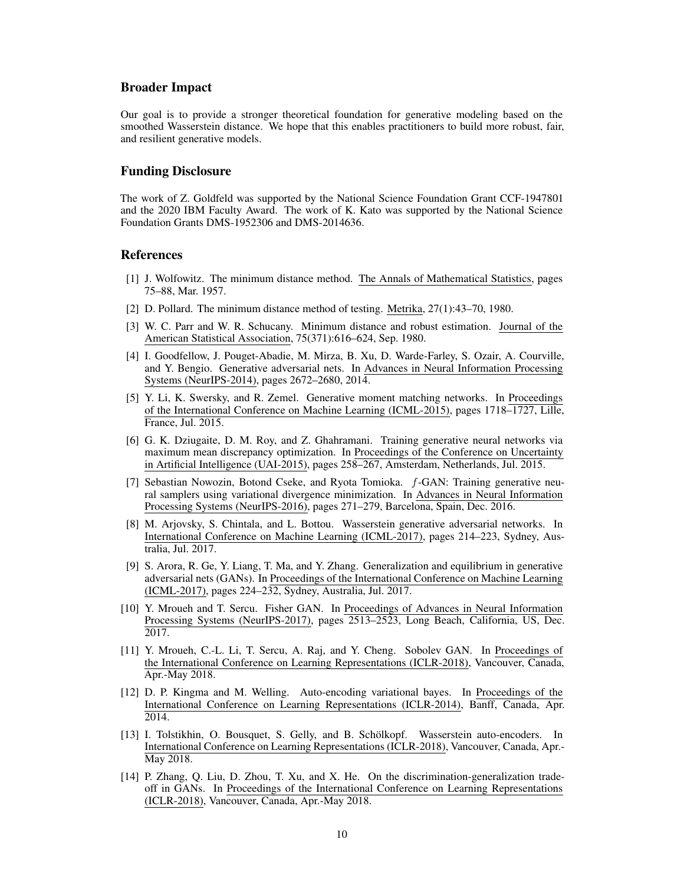## Broader Impact

Our goal is to provide a stronger theoretical foundation for generative modeling based on the smoothed Wasserstein distance. We hope that this enables practitioners to build more robust, fair, and resilient generative models.

## Funding Disclosure

The work of Z. Goldfeld was supported by the National Science Foundation Grant CCF-1947801 and the 2020 IBM Faculty Award. The work of K. Kato was supported by the National Science Foundation Grants DMS-1952306 and DMS-2014636.

## References

[1] J. Wolfowitz. The minimum distance method. The Annals of Mathematical Statistics, pages 75–88, Mar. 1957.

[2] D. Pollard. The minimum distance method of testing. Metrika, 27(1):43–70, 1980.

[3] W. C. Parr and W. R. Schucany. Minimum distance and robust estimation. Journal of the American Statistical Association, 75(371):616–624, Sep. 1980.

[4] I. Goodfellow, J. Pouget-Abadie, M. Mirza, B. Xu, D. Warde-Farley, S. Ozair, A. Courville, and Y. Bengio. Generative adversarial nets. In Advances in Neural Information Processing Systems (NeurIPS-2014), pages 2672–2680, 2014.

[5] Y. Li, K. Swersky, and R. Zemel. Generative moment matching networks. In Proceedings of the International Conference on Machine Learning (ICML-2015), pages 1718–1727, Lille, France, Jul. 2015.

[6] G. K. Dziugaite, D. M. Roy, and Z. Ghahramani. Training generative neural networks via maximum mean discrepancy optimization. In Proceedings of the Conference on Uncertainty in Artificial Intelligence (UAI-2015), pages 258–267, Amsterdam, Netherlands, Jul. 2015.

[7] Sebastian Nowozin, Botond Cseke, and Ryota Tomioka. $f$-GAN: Training generative neural samplers using variational divergence minimization. In Advances in Neural Information Processing Systems (NeurIPS-2016), pages 271–279, Barcelona, Spain, Dec. 2016.

[8] M. Arjovsky, S. Chintala, and L. Bottou. Wasserstein generative adversarial networks. In International Conference on Machine Learning (ICML-2017), pages 214–223, Sydney, Australia, Jul. 2017.

[9] S. Arora, R. Ge, Y. Liang, T. Ma, and Y. Zhang. Generalization and equilibrium in generative adversarial nets (GANs). In Proceedings of the International Conference on Machine Learning (ICML-2017), pages 224–232, Sydney, Australia, Jul. 2017.

[10] Y. Mroueh and T. Sercu. Fisher GAN. In Proceedings of Advances in Neural Information Processing Systems (NeurIPS-2017), pages 2513–2523, Long Beach, California, US, Dec. 2017.

[11] Y. Mroueh, C.-L. Li, T. Sercu, A. Raj, and Y. Cheng. Sobolev GAN. In Proceedings of the International Conference on Learning Representations (ICLR-2018), Vancouver, Canada, Apr.-May 2018.

[12] D. P. Kingma and M. Welling. Auto-encoding variational bayes. In Proceedings of the International Conference on Learning Representations (ICLR-2014), Banff, Canada, Apr. 2014.

[13] I. Tolstikhin, O. Bousquet, S. Gelly, and B. Schölkopf. Wasserstein auto-encoders. In International Conference on Learning Representations (ICLR-2018), Vancouver, Canada, Apr.-May 2018.

[14] P. Zhang, Q. Liu, D. Zhou, T. Xu, and X. He. On the discrimination-generalization tradeoff in GANs. In Proceedings of the International Conference on Learning Representations (ICLR-2018), Vancouver, Canada, Apr.-May 2018.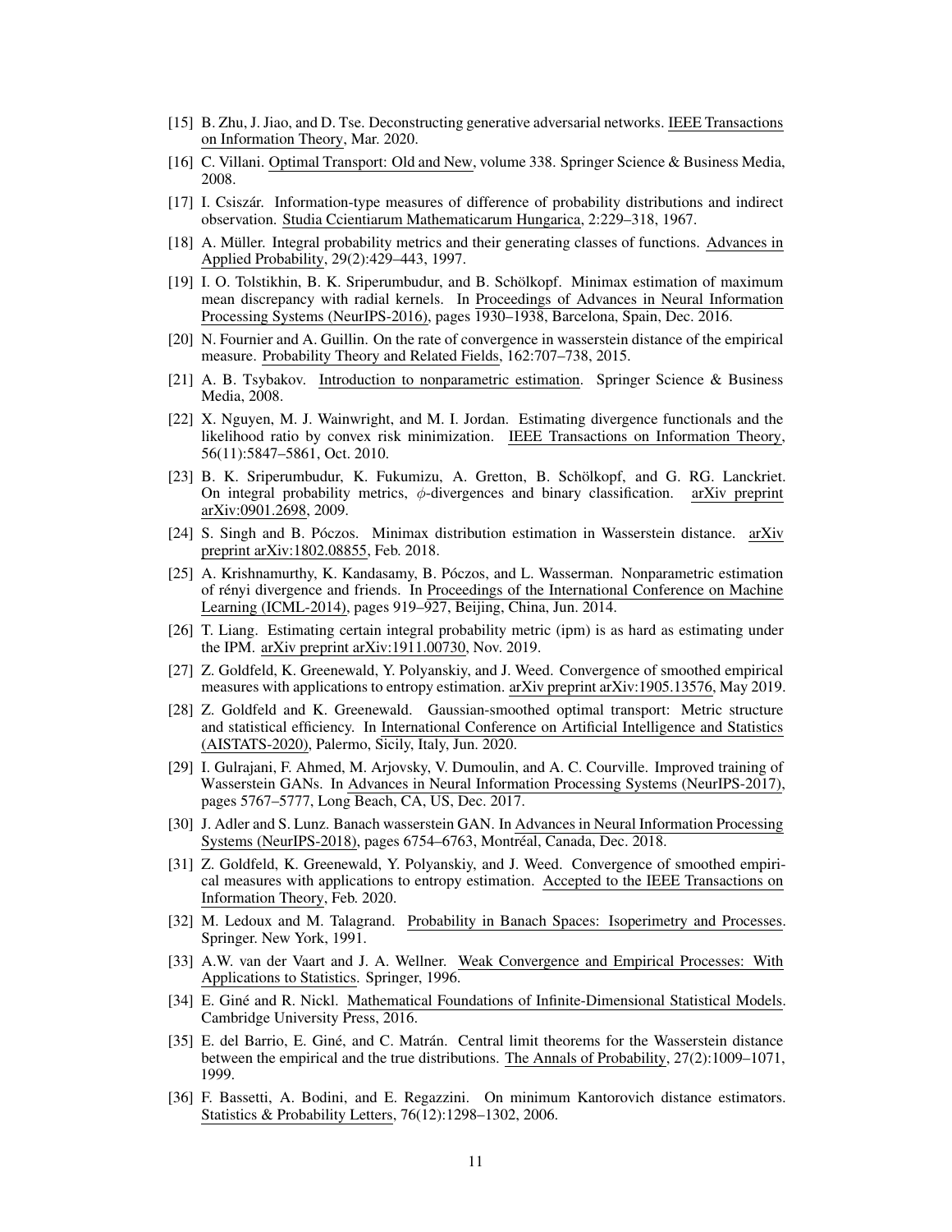[15] B. Zhu, J. Jiao, and D. Tse. Deconstructing generative adversarial networks. IEEE Transactions on Information Theory, Mar. 2020.

[16] C. Villani. Optimal Transport: Old and New, volume 338. Springer Science & Business Media, 2008.

[17] I. Csiszár. Information-type measures of difference of probability distributions and indirect observation. Studia Ccientiarum Mathematicarum Hungarica, 2:229–318, 1967.

[18] A. Müller. Integral probability metrics and their generating classes of functions. Advances in Applied Probability, 29(2):429–443, 1997.

[19] I. O. Tolstikhin, B. K. Sriperumbudur, and B. Schölkopf. Minimax estimation of maximum mean discrepancy with radial kernels. In Proceedings of Advances in Neural Information Processing Systems (NeurIPS-2016), pages 1930–1938, Barcelona, Spain, Dec. 2016.

[20] N. Fournier and A. Guillin. On the rate of convergence in wasserstein distance of the empirical measure. Probability Theory and Related Fields, 162:707–738, 2015.

[21] A. B. Tsybakov. Introduction to nonparametric estimation. Springer Science & Business Media, 2008.

[22] X. Nguyen, M. J. Wainwright, and M. I. Jordan. Estimating divergence functionals and the likelihood ratio by convex risk minimization. IEEE Transactions on Information Theory, 56(11):5847–5861, Oct. 2010.

[23] B. K. Sriperumbudur, K. Fukumizu, A. Gretton, B. Schölkopf, and G. RG. Lanckriet. On integral probability metrics, $\phi$-divergences and binary classification. arXiv preprint arXiv:0901.2698, 2009.

[24] S. Singh and B. Póczos. Minimax distribution estimation in Wasserstein distance. arXiv preprint arXiv:1802.08855, Feb. 2018.

[25] A. Krishnamurthy, K. Kandasamy, B. Póczos, and L. Wasserman. Nonparametric estimation of rényi divergence and friends. In Proceedings of the International Conference on Machine Learning (ICML-2014), pages 919–927, Beijing, China, Jun. 2014.

[26] T. Liang. Estimating certain integral probability metric (ipm) is as hard as estimating under the IPM. arXiv preprint arXiv:1911.00730, Nov. 2019.

[27] Z. Goldfeld, K. Greenewald, Y. Polyanskiy, and J. Weed. Convergence of smoothed empirical measures with applications to entropy estimation. arXiv preprint arXiv:1905.13576, May 2019.

[28] Z. Goldfeld and K. Greenewald. Gaussian-smoothed optimal transport: Metric structure and statistical efficiency. In International Conference on Artificial Intelligence and Statistics (AISTATS-2020), Palermo, Sicily, Italy, Jun. 2020.

[29] I. Gulrajani, F. Ahmed, M. Arjovsky, V. Dumoulin, and A. C. Courville. Improved training of Wasserstein GANs. In Advances in Neural Information Processing Systems (NeurIPS-2017), pages 5767–5777, Long Beach, CA, US, Dec. 2017.

[30] J. Adler and S. Lunz. Banach wasserstein GAN. In Advances in Neural Information Processing Systems (NeurIPS-2018), pages 6754–6763, Montréal, Canada, Dec. 2018.

[31] Z. Goldfeld, K. Greenewald, Y. Polyanskiy, and J. Weed. Convergence of smoothed empirical measures with applications to entropy estimation. Accepted to the IEEE Transactions on Information Theory, Feb. 2020.

[32] M. Ledoux and M. Talagrand. Probability in Banach Spaces: Isoperimetry and Processes. Springer. New York, 1991.

[33] A.W. van der Vaart and J. A. Wellner. Weak Convergence and Empirical Processes: With Applications to Statistics. Springer, 1996.

[34] E. Giné and R. Nickl. Mathematical Foundations of Infinite-Dimensional Statistical Models. Cambridge University Press, 2016.

[35] E. del Barrio, E. Giné, and C. Matrán. Central limit theorems for the Wasserstein distance between the empirical and the true distributions. The Annals of Probability, 27(2):1009–1071, 1999.

[36] F. Bassetti, A. Bodini, and E. Regazzini. On minimum Kantorovich distance estimators. Statistics & Probability Letters, 76(12):1298–1302, 2006.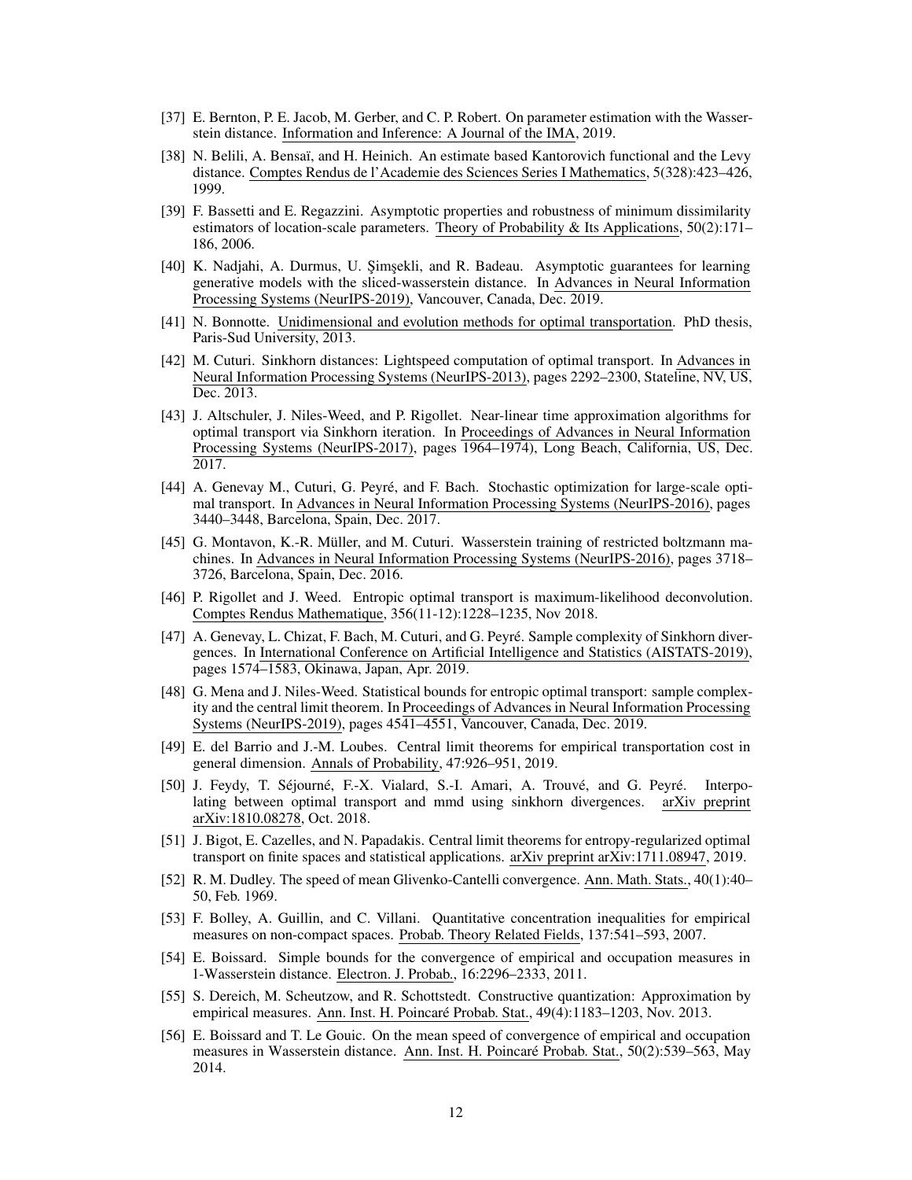[37] E. Bernton, P. E. Jacob, M. Gerber, and C. P. Robert. On parameter estimation with the Wasserstein distance. Information and Inference: A Journal of the IMA, 2019.

[38] N. Belili, A. Bensaï, and H. Heinich. An estimate based Kantorovich functional and the Levy distance. Comptes Rendus de l'Academie des Sciences Series I Mathematics, 5(328):423–426, 1999.

[39] F. Bassetti and E. Regazzini. Asymptotic properties and robustness of minimum dissimilarity estimators of location-scale parameters. Theory of Probability & Its Applications, 50(2):171–186, 2006.

[40] K. Nadjahi, A. Durmus, U. Şimşekli, and R. Badeau. Asymptotic guarantees for learning generative models with the sliced-wasserstein distance. In Advances in Neural Information Processing Systems (NeurIPS-2019), Vancouver, Canada, Dec. 2019.

[41] N. Bonnotte. Unidimensional and evolution methods for optimal transportation. PhD thesis, Paris-Sud University, 2013.

[42] M. Cuturi. Sinkhorn distances: Lightspeed computation of optimal transport. In Advances in Neural Information Processing Systems (NeurIPS-2013), pages 2292–2300, Stateline, NV, US, Dec. 2013.

[43] J. Altschuler, J. Niles-Weed, and P. Rigollet. Near-linear time approximation algorithms for optimal transport via Sinkhorn iteration. In Proceedings of Advances in Neural Information Processing Systems (NeurIPS-2017), pages 1964–1974), Long Beach, California, US, Dec. 2017.

[44] A. Genevay M., Cuturi, G. Peyré, and F. Bach. Stochastic optimization for large-scale optimal transport. In Advances in Neural Information Processing Systems (NeurIPS-2016), pages 3440–3448, Barcelona, Spain, Dec. 2017.

[45] G. Montavon, K.-R. Müller, and M. Cuturi. Wasserstein training of restricted boltzmann machines. In Advances in Neural Information Processing Systems (NeurIPS-2016), pages 3718–3726, Barcelona, Spain, Dec. 2016.

[46] P. Rigollet and J. Weed. Entropic optimal transport is maximum-likelihood deconvolution. Comptes Rendus Mathematique, 356(11-12):1228–1235, Nov 2018.

[47] A. Genevay, L. Chizat, F. Bach, M. Cuturi, and G. Peyré. Sample complexity of Sinkhorn divergences. In International Conference on Artificial Intelligence and Statistics (AISTATS-2019), pages 1574–1583, Okinawa, Japan, Apr. 2019.

[48] G. Mena and J. Niles-Weed. Statistical bounds for entropic optimal transport: sample complexity and the central limit theorem. In Proceedings of Advances in Neural Information Processing Systems (NeurIPS-2019), pages 4541–4551, Vancouver, Canada, Dec. 2019.

[49] E. del Barrio and J.-M. Loubes. Central limit theorems for empirical transportation cost in general dimension. Annals of Probability, 47:926–951, 2019.

[50] J. Feydy, T. Séjourné, F.-X. Vialard, S.-I. Amari, A. Trouvé, and G. Peyré. Interpolating between optimal transport and mmd using sinkhorn divergences. arXiv preprint arXiv:1810.08278, Oct. 2018.

[51] J. Bigot, E. Cazelles, and N. Papadakis. Central limit theorems for entropy-regularized optimal transport on finite spaces and statistical applications. arXiv preprint arXiv:1711.08947, 2019.

[52] R. M. Dudley. The speed of mean Glivenko-Cantelli convergence. Ann. Math. Stats., 40(1):40–50, Feb. 1969.

[53] F. Bolley, A. Guillin, and C. Villani. Quantitative concentration inequalities for empirical measures on non-compact spaces. Probab. Theory Related Fields, 137:541–593, 2007.

[54] E. Boissard. Simple bounds for the convergence of empirical and occupation measures in 1-Wasserstein distance. Electron. J. Probab., 16:2296–2333, 2011.

[55] S. Dereich, M. Scheutzow, and R. Schottstedt. Constructive quantization: Approximation by empirical measures. Ann. Inst. H. Poincaré Probab. Stat., 49(4):1183–1203, Nov. 2013.

[56] E. Boissard and T. Le Gouic. On the mean speed of convergence of empirical and occupation measures in Wasserstein distance. Ann. Inst. H. Poincaré Probab. Stat., 50(2):539–563, May 2014.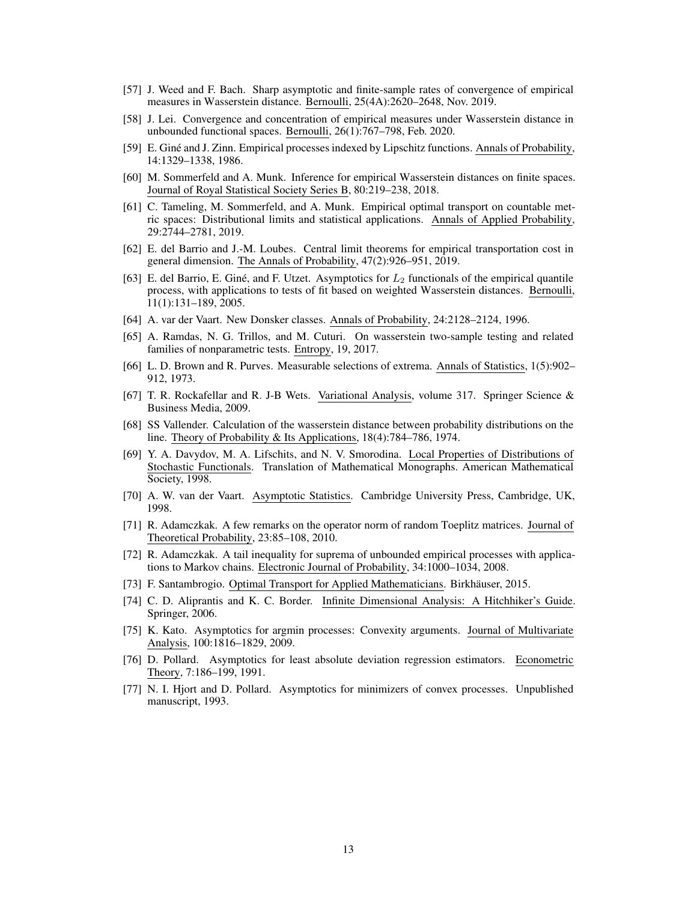[57] J. Weed and F. Bach. Sharp asymptotic and finite-sample rates of convergence of empirical measures in Wasserstein distance. Bernoulli, 25(4A):2620–2648, Nov. 2019.

[58] J. Lei. Convergence and concentration of empirical measures under Wasserstein distance in unbounded functional spaces. Bernoulli, 26(1):767–798, Feb. 2020.

[59] E. Giné and J. Zinn. Empirical processes indexed by Lipschitz functions. Annals of Probability, 14:1329–1338, 1986.

[60] M. Sommerfeld and A. Munk. Inference for empirical Wasserstein distances on finite spaces. Journal of Royal Statistical Society Series B, 80:219–238, 2018.

[61] C. Tameling, M. Sommerfeld, and A. Munk. Empirical optimal transport on countable metric spaces: Distributional limits and statistical applications. Annals of Applied Probability, 29:2744–2781, 2019.

[62] E. del Barrio and J.-M. Loubes. Central limit theorems for empirical transportation cost in general dimension. The Annals of Probability, 47(2):926–951, 2019.

[63] E. del Barrio, E. Giné, and F. Utzet. Asymptotics for $L_2$ functionals of the empirical quantile process, with applications to tests of fit based on weighted Wasserstein distances. Bernoulli, 11(1):131–189, 2005.

[64] A. var der Vaart. New Donsker classes. Annals of Probability, 24:2128–2124, 1996.

[65] A. Ramdas, N. G. Trillos, and M. Cuturi. On wasserstein two-sample testing and related families of nonparametric tests. Entropy, 19, 2017.

[66] L. D. Brown and R. Purves. Measurable selections of extrema. Annals of Statistics, 1(5):902–912, 1973.

[67] T. R. Rockafellar and R. J-B Wets. Variational Analysis, volume 317. Springer Science & Business Media, 2009.

[68] SS Vallender. Calculation of the wasserstein distance between probability distributions on the line. Theory of Probability & Its Applications, 18(4):784–786, 1974.

[69] Y. A. Davydov, M. A. Lifschits, and N. V. Smorodina. Local Properties of Distributions of Stochastic Functionals. Translation of Mathematical Monographs. American Mathematical Society, 1998.

[70] A. W. van der Vaart. Asymptotic Statistics. Cambridge University Press, Cambridge, UK, 1998.

[71] R. Adamczkak. A few remarks on the operator norm of random Toeplitz matrices. Journal of Theoretical Probability, 23:85–108, 2010.

[72] R. Adamczkak. A tail inequality for suprema of unbounded empirical processes with applications to Markov chains. Electronic Journal of Probability, 34:1000–1034, 2008.

[73] F. Santambrogio. Optimal Transport for Applied Mathematicians. Birkhäuser, 2015.

[74] C. D. Aliprantis and K. C. Border. Infinite Dimensional Analysis: A Hitchhiker's Guide. Springer, 2006.

[75] K. Kato. Asymptotics for argmin processes: Convexity arguments. Journal of Multivariate Analysis, 100:1816–1829, 2009.

[76] D. Pollard. Asymptotics for least absolute deviation regression estimators. Econometric Theory, 7:186–199, 1991.

[77] N. I. Hjort and D. Pollard. Asymptotics for minimizers of convex processes. Unpublished manuscript, 1993.